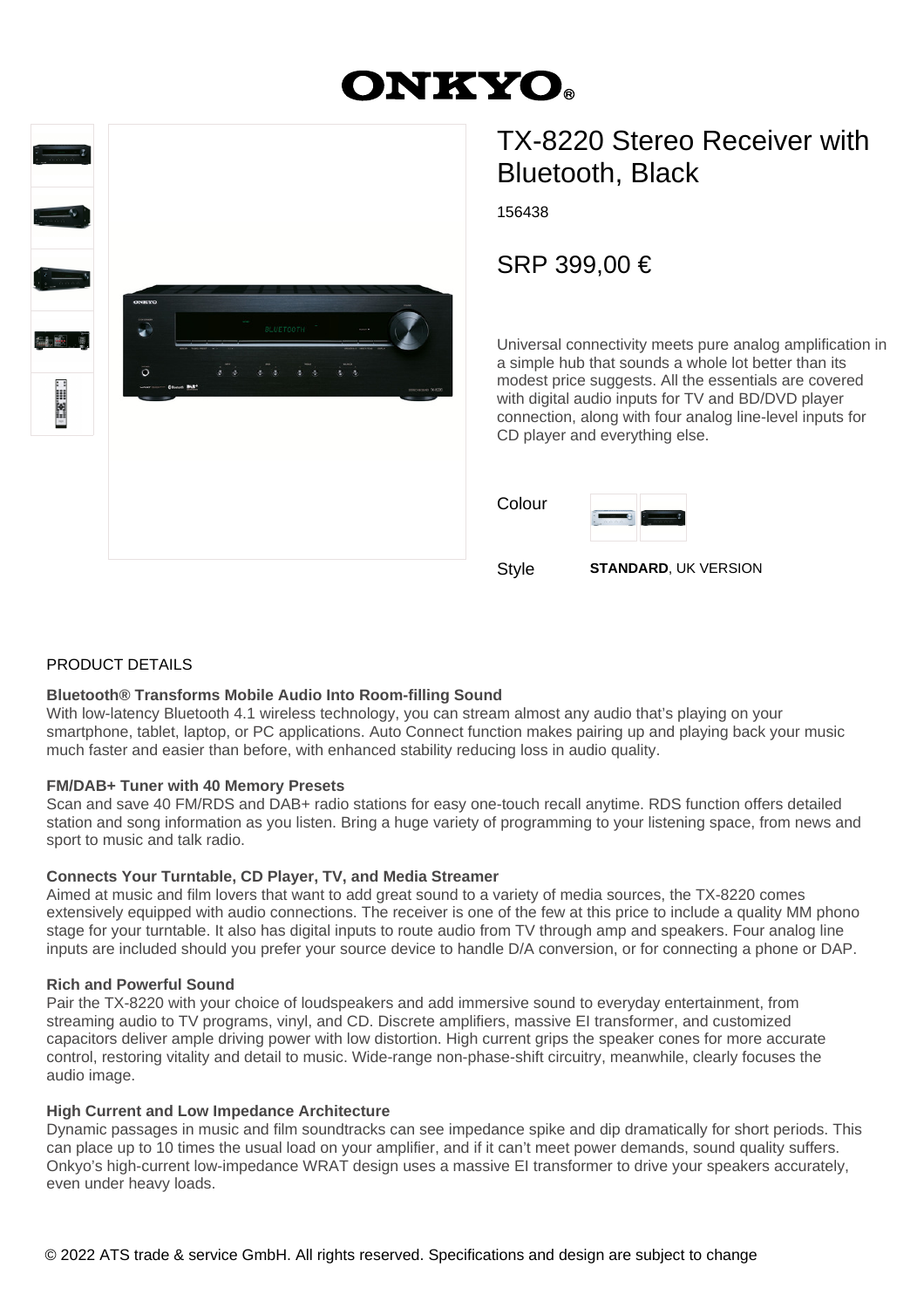# TX-8220 Stereo Receiver with Bluetooth, Black

156438

## SRP 399,00 €

Universal connectivity meets pure analog amplification in a simple hub that sounds a whole lot better than its modest price suggests. All the essentials are covered with digital audio inputs for TV and BD/DVD player connection, along with four analog line-level inputs for CD player and everything else.

Colour

Style **STANDARD**, UK VERSION

## PRODUCT DETAILS

**Bluetooth® Transforms Mobile Audio Into Room-filling Sound**
With low-latency Bluetooth 4.1 wireless technology, you can stream almost any audio that's playing on your smartphone, tablet, laptop, or PC applications. Auto Connect function makes pairing up and playing back your music much faster and easier than before, with enhanced stability reducing loss in audio quality.

**FM/DAB+ Tuner with 40 Memory Presets**
Scan and save 40 FM/RDS and DAB+ radio stations for easy one-touch recall anytime. RDS function offers detailed station and song information as you listen. Bring a huge variety of programming to your listening space, from news and sport to music and talk radio.

**Connects Your Turntable, CD Player, TV, and Media Streamer**
Aimed at music and film lovers that want to add great sound to a variety of media sources, the TX-8220 comes extensively equipped with audio connections. The receiver is one of the few at this price to include a quality MM phono stage for your turntable. It also has digital inputs to route audio from TV through amp and speakers. Four analog line inputs are included should you prefer your source device to handle D/A conversion, or for connecting a phone or DAP.

**Rich and Powerful Sound**
Pair the TX-8220 with your choice of loudspeakers and add immersive sound to everyday entertainment, from streaming audio to TV programs, vinyl, and CD. Discrete amplifiers, massive EI transformer, and customized capacitors deliver ample driving power with low distortion. High current grips the speaker cones for more accurate control, restoring vitality and detail to music. Wide-range non-phase-shift circuitry, meanwhile, clearly focuses the audio image.

**High Current and Low Impedance Architecture**
Dynamic passages in music and film soundtracks can see impedance spike and dip dramatically for short periods. This can place up to 10 times the usual load on your amplifier, and if it can't meet power demands, sound quality suffers. Onkyo's high-current low-impedance WRAT design uses a massive EI transformer to drive your speakers accurately, even under heavy loads.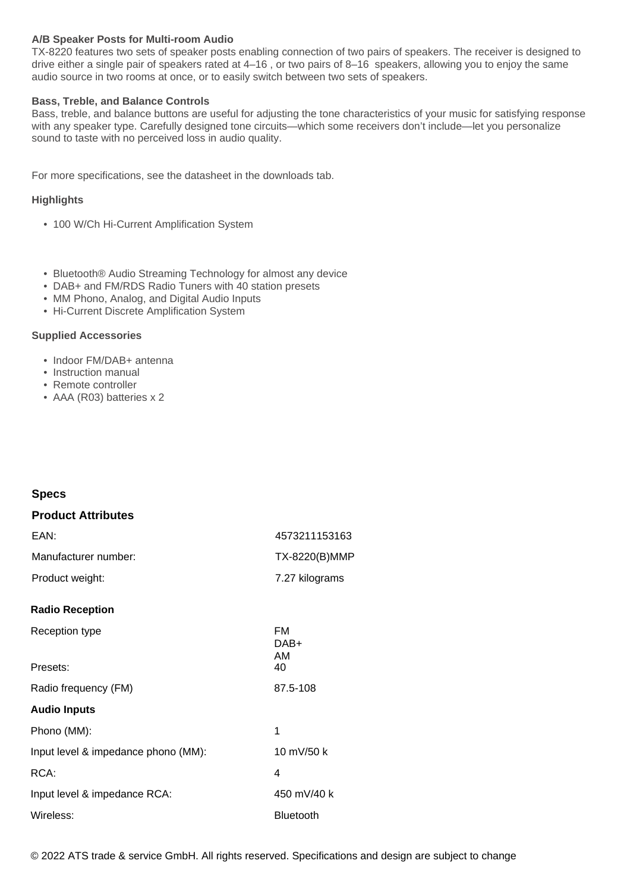**A/B Speaker Posts for Multi-room Audio**

TX-8220 features two sets of speaker posts enabling connection of two pairs of speakers. The receiver is designed to drive either a single pair of speakers rated at 4–16 , or two pairs of 8–16  speakers, allowing you to enjoy the same audio source in two rooms at once, or to easily switch between two sets of speakers.

**Bass, Treble, and Balance Controls**

Bass, treble, and balance buttons are useful for adjusting the tone characteristics of your music for satisfying response with any speaker type. Carefully designed tone circuits—which some receivers don't include—let you personalize sound to taste with no perceived loss in audio quality.

For more specifications, see the datasheet in the downloads tab.

**Highlights**

- 100 W/Ch Hi-Current Amplification System

- Bluetooth® Audio Streaming Technology for almost any device
- DAB+ and FM/RDS Radio Tuners with 40 station presets
- MM Phono, Analog, and Digital Audio Inputs
- Hi-Current Discrete Amplification System

**Supplied Accessories**

- Indoor FM/DAB+ antenna
- Instruction manual
- Remote controller
- AAA (R03) batteries x 2

## Specs

### Product Attributes

| | |
|---|---|
| EAN: | 4573211153163 |
| Manufacturer number: | TX-8220(B)MMP |
| Product weight: | 7.27 kilograms |

**Radio Reception**

| | |
|---|---|
| Reception type | FM<br>DAB+<br>AM |
| Presets: | 40 |
| Radio frequency (FM) | 87.5-108 |

**Audio Inputs**

| | |
|---|---|
| Phono (MM): | 1 |
| Input level & impedance phono (MM): | 10 mV/50 k |
| RCA: | 4 |
| Input level & impedance RCA: | 450 mV/40 k |
| Wireless: | Bluetooth |

© 2022 ATS trade & service GmbH. All rights reserved. Specifications and design are subject to change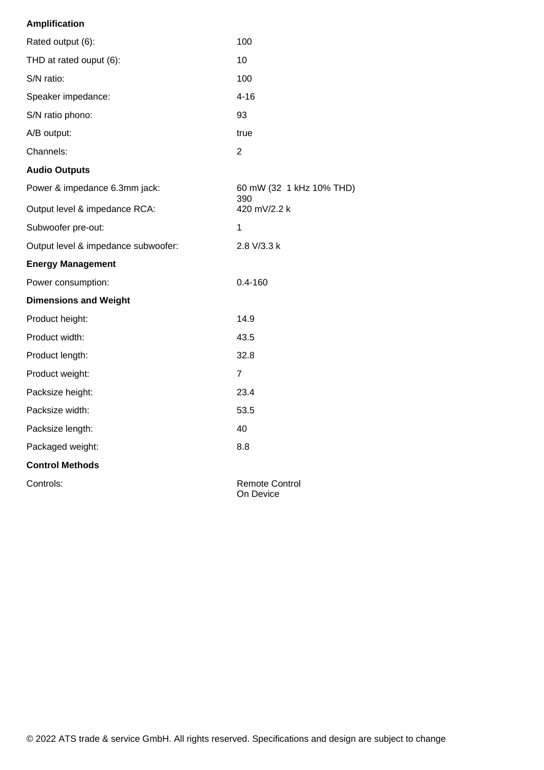**Amplification**

| | |
|---|---|
| Rated output (6): | 100 |
| THD at rated ouput (6): | 10 |
| S/N ratio: | 100 |
| Speaker impedance: | 4-16 |
| S/N ratio phono: | 93 |
| A/B output: | true |
| Channels: | 2 |

**Audio Outputs**

| | |
|---|---|
| Power & impedance 6.3mm jack: | 60 mW (32 1 kHz 10% THD) 390 |
| Output level & impedance RCA: | 420 mV/2.2 k |
| Subwoofer pre-out: | 1 |
| Output level & impedance subwoofer: | 2.8 V/3.3 k |

**Energy Management**

| | |
|---|---|
| Power consumption: | 0.4-160 |

**Dimensions and Weight**

| | |
|---|---|
| Product height: | 14.9 |
| Product width: | 43.5 |
| Product length: | 32.8 |
| Product weight: | 7 |
| Packsize height: | 23.4 |
| Packsize width: | 53.5 |
| Packsize length: | 40 |
| Packaged weight: | 8.8 |

**Control Methods**

| | |
|---|---|
| Controls: | Remote Control<br>On Device |

© 2022 ATS trade & service GmbH. All rights reserved. Specifications and design are subject to change